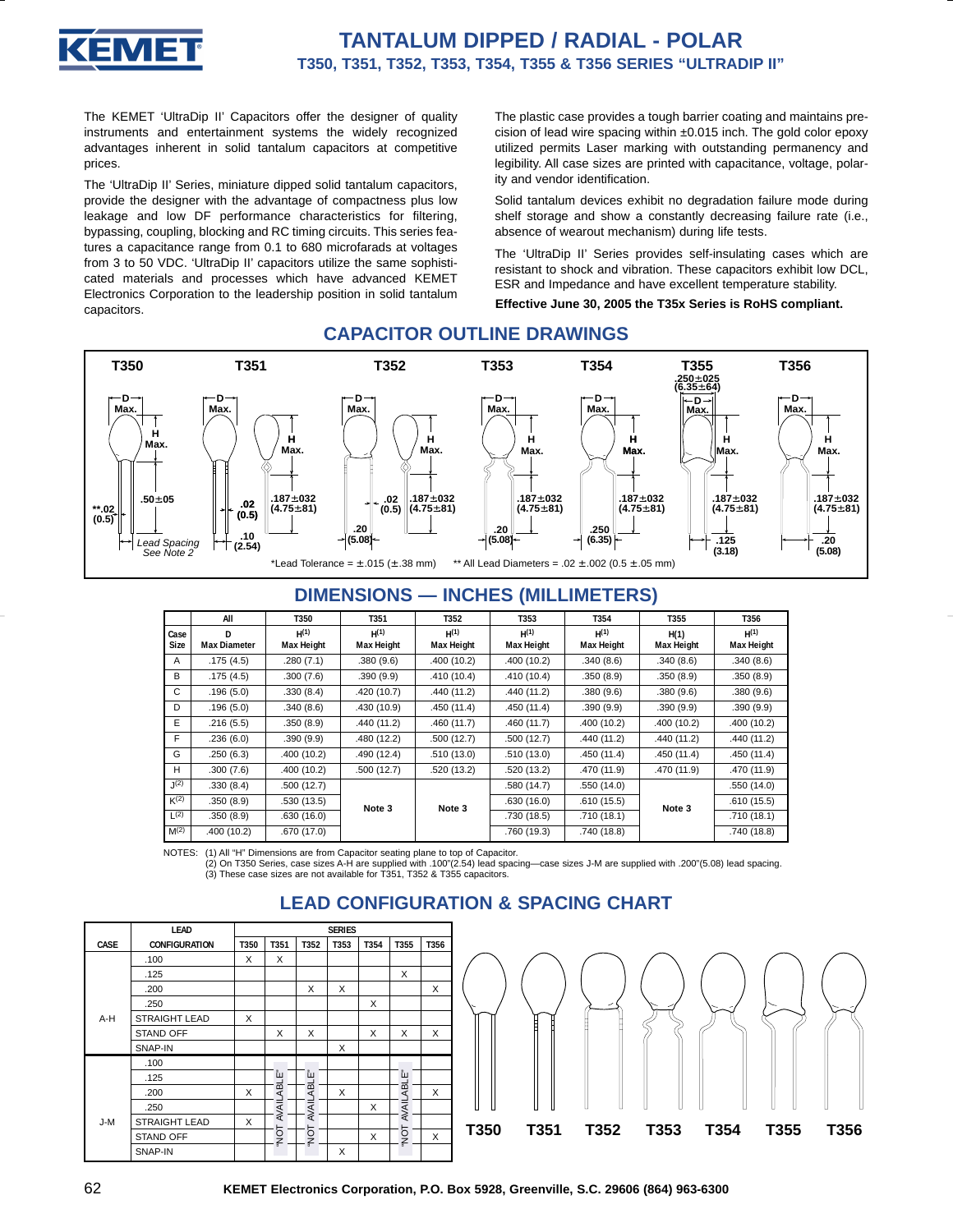# TANTALUM DIPPED / RADIAL - POLAR

## T350, T351, T352, T353, T354, T355 & T356 SERIES "ULTRADIP II"

The KEMET 'UltraDip II' Capacitors offer the designer of quality instruments and entertainment systems the widely recognized advantages inherent in solid tantalum capacitors at competitive prices.

The 'UltraDip II' Series, miniature dipped solid tantalum capacitors, provide the designer with the advantage of compactness plus low leakage and low DF performance characteristics for filtering, bypassing, coupling, blocking and RC timing circuits. This series features a capacitance range from 0.1 to 680 microfarads at voltages from 3 to 50 VDC. 'UltraDip II' capacitors utilize the same sophisticated materials and processes which have advanced KEMET Electronics Corporation to the leadership position in solid tantalum capacitors.

The plastic case provides a tough barrier coating and maintains precision of lead wire spacing within ±0.015 inch. The gold color epoxy utilized permits Laser marking with outstanding permanency and legibility. All case sizes are printed with capacitance, voltage, polarity and vendor identification.

Solid tantalum devices exhibit no degradation failure mode during shelf storage and show a constantly decreasing failure rate (i.e., absence of wearout mechanism) during life tests.

The 'UltraDip II' Series provides self-insulating cases which are resistant to shock and vibration. These capacitors exhibit low DCL, ESR and Impedance and have excellent temperature stability.

**Effective June 30, 2005 the T35x Series is RoHS compliant.**

## CAPACITOR OUTLINE DRAWINGS

T350: D Max.; H Max.; .50±05; **.02 (0.5); Lead Spacing See Note 2

T351: D Max.; H Max.; .187±032 (4.75±81); .02 (0.5); .10 (2.54)

T352: D Max.; H Max.; .187±032 (4.75±81); .02 (0.5); .20 (5.08)

T353: D Max.; H Max.; .187±032 (4.75±81); .20 (5.08)

T354: D Max.; H Max.; .187±032 (4.75±81); .250 (6.35)

T355: .250±025 (6.35±64); D Max.; H Max.; .187±032 (4.75±81); .125 (3.18)

T356: D Max.; H Max.; .187±032 (4.75±81); .20 (5.08)

*Lead Tolerance = ±.015 (±.38 mm)  ** All Lead Diameters = .02 ±.002 (0.5 ±.05 mm)

## DIMENSIONS — INCHES (MILLIMETERS)

| | All | T350 | T351 | T352 | T353 | T354 | T355 | T356 |
|---|---|---|---|---|---|---|---|---|
| Case Size | D Max Diameter | H(1) Max Height | H(1) Max Height | H(1) Max Height | H(1) Max Height | H(1) Max Height | H(1) Max Height | H(1) Max Height |
| A | .175 (4.5) | .280 (7.1) | .380 (9.6) | .400 (10.2) | .400 (10.2) | .340 (8.6) | .340 (8.6) | .340 (8.6) |
| B | .175 (4.5) | .300 (7.6) | .390 (9.9) | .410 (10.4) | .410 (10.4) | .350 (8.9) | .350 (8.9) | .350 (8.9) |
| C | .196 (5.0) | .330 (8.4) | .420 (10.7) | .440 (11.2) | .440 (11.2) | .380 (9.6) | .380 (9.6) | .380 (9.6) |
| D | .196 (5.0) | .340 (8.6) | .430 (10.9) | .450 (11.4) | .450 (11.4) | .390 (9.9) | .390 (9.9) | .390 (9.9) |
| E | .216 (5.5) | .350 (8.9) | .440 (11.2) | .460 (11.7) | .460 (11.7) | .400 (10.2) | .400 (10.2) | .400 (10.2) |
| F | .236 (6.0) | .390 (9.9) | .480 (12.2) | .500 (12.7) | .500 (12.7) | .440 (11.2) | .440 (11.2) | .440 (11.2) |
| G | .250 (6.3) | .400 (10.2) | .490 (12.4) | .510 (13.0) | .510 (13.0) | .450 (11.4) | .450 (11.4) | .450 (11.4) |
| H | .300 (7.6) | .400 (10.2) | .500 (12.7) | .520 (13.2) | .520 (13.2) | .470 (11.9) | .470 (11.9) | .470 (11.9) |
| J(2) | .330 (8.4) | .500 (12.7) | Note 3 | Note 3 | .580 (14.7) | .550 (14.0) | Note 3 | .550 (14.0) |
| K(2) | .350 (8.9) | .530 (13.5) | Note 3 | Note 3 | .630 (16.0) | .610 (15.5) | Note 3 | .610 (15.5) |
| L(2) | .350 (8.9) | .630 (16.0) | Note 3 | Note 3 | .730 (18.5) | .710 (18.1) | Note 3 | .710 (18.1) |
| M(2) | .400 (10.2) | .670 (17.0) | Note 3 | Note 3 | .760 (19.3) | .740 (18.8) | Note 3 | .740 (18.8) |

NOTES: (1) All "H" Dimensions are from Capacitor seating plane to top of Capacitor.
(2) On T350 Series, case sizes A-H are supplied with .100"(2.54) lead spacing—case sizes J-M are supplied with .200"(5.08) lead spacing.
(3) These case sizes are not available for T351, T352 & T355 capacitors.

## LEAD CONFIGURATION & SPACING CHART

| CASE | LEAD CONFIGURATION | T350 | T351 | T352 | T353 | T354 | T355 | T356 |
|---|---|---|---|---|---|---|---|---|
| A-H | .100 | X | X | | | | | |
| | .125 | | | | | | X | |
| | .200 | | | X | X | | | X |
| | .250 | | | | | X | | |
| | STRAIGHT LEAD | X | | | | | | |
| | STAND OFF | | X | X | | X | X | X |
| | SNAP-IN | | | | X | | | |
| J-M | .100 | | "NOT AVAILABLE" | "NOT AVAILABLE" | | | "NOT AVAILABLE" | |
| | .125 | | | | | | | |
| | .200 | X | | | X | | | X |
| | .250 | | | | | X | | |
| | STRAIGHT LEAD | X | | | | | | |
| | STAND OFF | | | | | X | | X |
| | SNAP-IN | | | | X | | | |

T350 T351 T352 T353 T354 T355 T356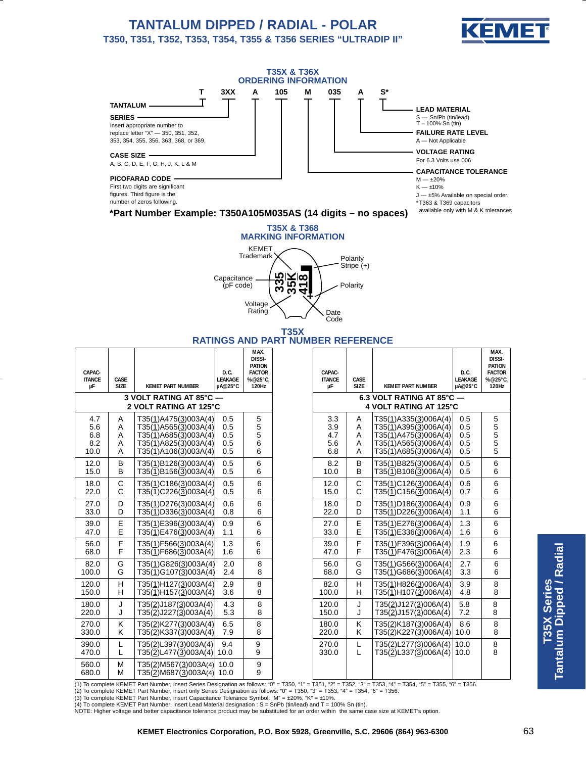# TANTALUM DIPPED / RADIAL - POLAR

## T350, T351, T352, T353, T354, T355 & T356 SERIES "ULTRADIP II"

### T35X & T36X ORDERING INFORMATION

**T 3XX A 105 M 035 A S***

- **TANTALUM** — T
- **SERIES** — 3XX: Insert appropriate number to replace letter "X" — 350, 351, 352, 353, 354, 355, 356, 363, 368, or 369.
- **CASE SIZE** — A: A, B, C, D, E, F, G, H, J, K, L & M
- **PICOFARAD CODE** — 105: First two digits are significant figures. Third figure is the number of zeros following.
- **CAPACITANCE TOLERANCE** — M: M — ±20%; K — ±10%; J — ±5% Available on special order. *T363 & T369 capacitors available only with M & K tolerances
- **VOLTAGE RATING** — 035: For 6.3 Volts use 006
- **FAILURE RATE LEVEL** — A: A — Not Applicable
- **LEAD MATERIAL** — S*: S — Sn/Pb (tin/lead); T – 100% Sn (tin)

**\*Part Number Example: T350A105M035AS (14 digits – no spaces)**

### T35X & T368 MARKING INFORMATION

KEMET Trademark; Capacitance (pF code) 335; Voltage Rating 35K; Date Code 418; Polarity Stripe (+); Polarity (+)

### T35X RATINGS AND PART NUMBER REFERENCE

| CAPACITANCE µF | CASE SIZE | KEMET PART NUMBER | D.C. LEAKAGE µA@25°C | MAX. DISSIPATION FACTOR %@25°C, 120Hz |
|---|---|---|---|---|
| **3 VOLT RATING AT 85°C — 2 VOLT RATING AT 125°C** | | | | |
| 4.7 | A | T35(1)A475(3)003A(4) | 0.5 | 5 |
| 5.6 | A | T35(1)A565(3)003A(4) | 0.5 | 5 |
| 6.8 | A | T35(1)A685(3)003A(4) | 0.5 | 5 |
| 8.2 | A | T35(1)A825(3)003A(4) | 0.5 | 6 |
| 10.0 | A | T35(1)A106(3)003A(4) | 0.5 | 6 |
| 12.0 | B | T35(1)B126(3)003A(4) | 0.5 | 6 |
| 15.0 | B | T35(1)B156(3)003A(4) | 0.5 | 6 |
| 18.0 | C | T35(1)C186(3)003A(4) | 0.5 | 6 |
| 22.0 | C | T35(1)C226(3)003A(4) | 0.5 | 6 |
| 27.0 | D | T35(1)D276(3)003A(4) | 0.6 | 6 |
| 33.0 | D | T35(1)D336(3)003A(4) | 0.8 | 6 |
| 39.0 | E | T35(1)E396(3)003A(4) | 0.9 | 6 |
| 47.0 | E | T35(1)E476(3)003A(4) | 1.1 | 6 |
| 56.0 | F | T35(1)F566(3)003A(4) | 1.3 | 6 |
| 68.0 | F | T35(1)F686(3)003A(4) | 1.6 | 6 |
| 82.0 | G | T35(1)G826(3)003A(4) | 2.0 | 8 |
| 100.0 | G | T35(1)G107(3)003A(4) | 2.4 | 8 |
| 120.0 | H | T35(1)H127(3)003A(4) | 2.9 | 8 |
| 150.0 | H | T35(1)H157(3)003A(4) | 3.6 | 8 |
| 180.0 | J | T35(2)J187(3)003A(4) | 4.3 | 8 |
| 220.0 | J | T35(2)J227(3)003A(4) | 5.3 | 8 |
| 270.0 | K | T35(2)K277(3)003A(4) | 6.5 | 8 |
| 330.0 | K | T35(2)K337(3)003A(4) | 7.9 | 8 |
| 390.0 | L | T35(2)L397(3)003A(4) | 9.4 | 9 |
| 470.0 | L | T35(2)L477(3)003A(4) | 10.0 | 9 |
| 560.0 | M | T35(2)M567(3)003A(4) | 10.0 | 9 |
| 680.0 | M | T35(2)M687(3)003A(4) | 10.0 | 9 |

| CAPACITANCE µF | CASE SIZE | KEMET PART NUMBER | D.C. LEAKAGE µA@25°C | MAX. DISSIPATION FACTOR %@25°C, 120Hz |
|---|---|---|---|---|
| **6.3 VOLT RATING AT 85°C — 4 VOLT RATING AT 125°C** | | | | |
| 3.3 | A | T35(1)A335(3)006A(4) | 0.5 | 5 |
| 3.9 | A | T35(1)A395(3)006A(4) | 0.5 | 5 |
| 4.7 | A | T35(1)A475(3)006A(4) | 0.5 | 5 |
| 5.6 | A | T35(1)A565(3)006A(4) | 0.5 | 5 |
| 6.8 | A | T35(1)A685(3)006A(4) | 0.5 | 5 |
| 8.2 | B | T35(1)B825(3)006A(4) | 0.5 | 6 |
| 10.0 | B | T35(1)B106(3)006A(4) | 0.5 | 6 |
| 12.0 | C | T35(1)C126(3)006A(4) | 0.6 | 6 |
| 15.0 | C | T35(1)C156(3)006A(4) | 0.7 | 6 |
| 18.0 | D | T35(1)D186(3)006A(4) | 0.9 | 6 |
| 22.0 | D | T35(1)D226(3)006A(4) | 1.1 | 6 |
| 27.0 | E | T35(1)E276(3)006A(4) | 1.3 | 6 |
| 33.0 | E | T35(1)E336(3)006A(4) | 1.6 | 6 |
| 39.0 | F | T35(1)F396(3)006A(4) | 1.9 | 6 |
| 47.0 | F | T35(1)F476(3)006A(4) | 2.3 | 6 |
| 56.0 | G | T35(1)G566(3)006A(4) | 2.7 | 6 |
| 68.0 | G | T35(1)G686(3)006A(4) | 3.3 | 6 |
| 82.0 | H | T35(1)H826(3)006A(4) | 3.9 | 8 |
| 100.0 | H | T35(1)H107(3)006A(4) | 4.8 | 8 |
| 120.0 | J | T35(2)J127(3)006A(4) | 5.8 | 8 |
| 150.0 | J | T35(2)J157(3)006A(4) | 7.2 | 8 |
| 180.0 | K | T35(2)K187(3)006A(4) | 8.6 | 8 |
| 220.0 | K | T35(2)K227(3)006A(4) | 10.0 | 8 |
| 270.0 | L | T35(2)L277(3)006A(4) | 10.0 | 8 |
| 330.0 | L | T35(2)L337(3)006A(4) | 10.0 | 8 |

(1) To complete KEMET Part Number, insert Series Designation as follows: "0" = T350, "1" = T351, "2" = T352, "3" = T353, "4" = T354, "5" = T355, "6" = T356.
(2) To complete KEMET Part Number, insert only Series Designation as follows: "0" = T350, "3" = T353, "4" = T354, "6" = T356.
(3) To complete KEMET Part Number, insert Capacitance Tolerance Symbol: "M" = ±20%, "K" = ±10%.
(4) To complete KEMET Part Number, insert Lead Material designation : S = SnPb (tin/lead) and T = 100% Sn (tin).
NOTE: Higher voltage and better capacitance tolerance product may be substituted for an order within the same case size at KEMET's option.

T35X Series Tantalum Dipped / Radial

KEMET Electronics Corporation, P.O. Box 5928, Greenville, S.C. 29606 (864) 963-6300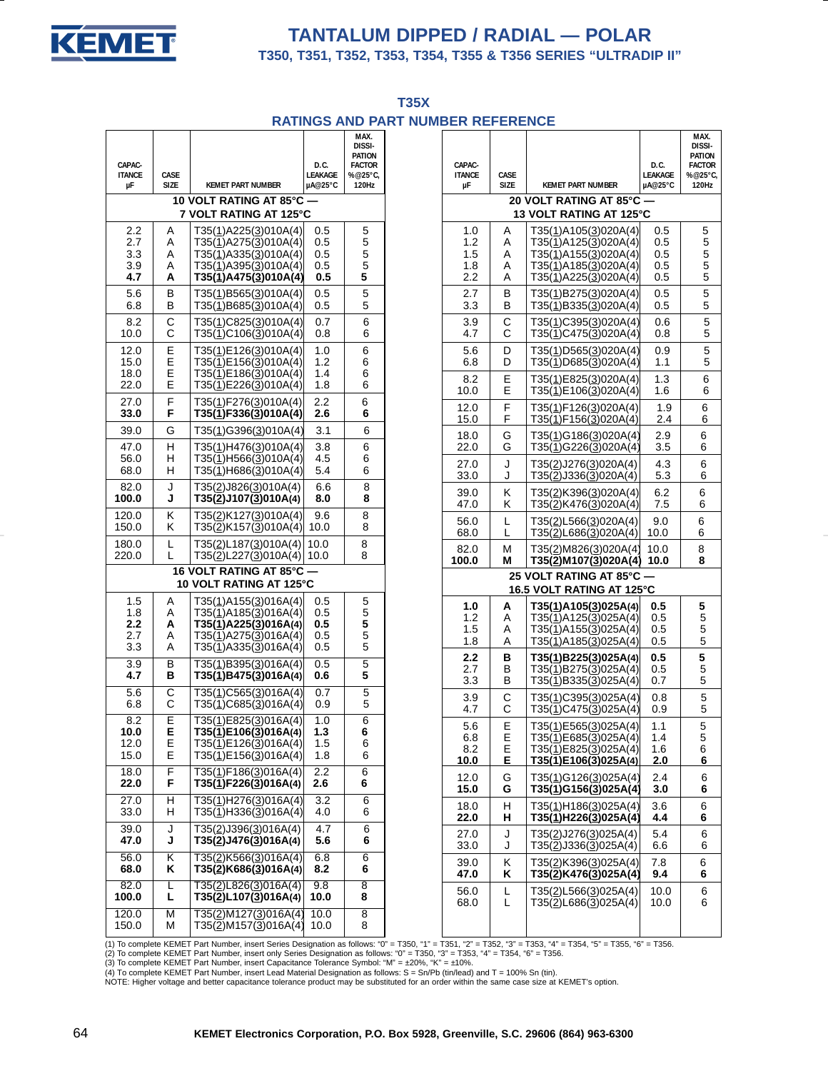# TANTALUM DIPPED / RADIAL — POLAR

## T350, T351, T352, T353, T354, T355 & T356 SERIES "ULTRADIP II"

### T35X

### RATINGS AND PART NUMBER REFERENCE

| CAPACITANCE µF | CASE SIZE | KEMET PART NUMBER | D.C. LEAKAGE µA@25°C | MAX. DISSIPATION FACTOR %@25°C, 120Hz |
|---|---|---|---|---|
| **10 VOLT RATING AT 85°C — 7 VOLT RATING AT 125°C** | | | | |
| 2.2 | A | T35(1)A225(3)010A(4) | 0.5 | 5 |
| 2.7 | A | T35(1)A275(3)010A(4) | 0.5 | 5 |
| 3.3 | A | T35(1)A335(3)010A(4) | 0.5 | 5 |
| 3.9 | A | T35(1)A395(3)010A(4) | 0.5 | 5 |
| **4.7** | **A** | **T35(1)A475(3)010A(4)** | **0.5** | **5** |
| 5.6 | B | T35(1)B565(3)010A(4) | 0.5 | 5 |
| 6.8 | B | T35(1)B685(3)010A(4) | 0.5 | 5 |
| 8.2 | C | T35(1)C825(3)010A(4) | 0.7 | 6 |
| 10.0 | C | T35(1)C106(3)010A(4) | 0.8 | 6 |
| 12.0 | E | T35(1)E126(3)010A(4) | 1.0 | 6 |
| 15.0 | E | T35(1)E156(3)010A(4) | 1.2 | 6 |
| 18.0 | E | T35(1)E186(3)010A(4) | 1.4 | 6 |
| 22.0 | E | T35(1)E226(3)010A(4) | 1.8 | 6 |
| 27.0 | F | T35(1)F276(3)010A(4) | 2.2 | 6 |
| **33.0** | **F** | **T35(1)F336(3)010A(4)** | **2.6** | **6** |
| 39.0 | G | T35(1)G396(3)010A(4) | 3.1 | 6 |
| 47.0 | H | T35(1)H476(3)010A(4) | 3.8 | 6 |
| 56.0 | H | T35(1)H566(3)010A(4) | 4.5 | 6 |
| 68.0 | H | T35(1)H686(3)010A(4) | 5.4 | 6 |
| 82.0 | J | T35(2)J826(3)010A(4) | 6.6 | 8 |
| **100.0** | **J** | **T35(2)J107(3)010A(4)** | **8.0** | **8** |
| 120.0 | K | T35(2)K127(3)010A(4) | 9.6 | 8 |
| 150.0 | K | T35(2)K157(3)010A(4) | 10.0 | 8 |
| 180.0 | L | T35(2)L187(3)010A(4) | 10.0 | 8 |
| 220.0 | L | T35(2)L227(3)010A(4) | 10.0 | 8 |
| **16 VOLT RATING AT 85°C — 10 VOLT RATING AT 125°C** | | | | |
| 1.5 | A | T35(1)A155(3)016A(4) | 0.5 | 5 |
| 1.8 | A | T35(1)A185(3)016A(4) | 0.5 | 5 |
| **2.2** | **A** | **T35(1)A225(3)016A(4)** | **0.5** | **5** |
| 2.7 | A | T35(1)A275(3)016A(4) | 0.5 | 5 |
| 3.3 | A | T35(1)A335(3)016A(4) | 0.5 | 5 |
| 3.9 | B | T35(1)B395(3)016A(4) | 0.5 | 5 |
| **4.7** | **B** | **T35(1)B475(3)016A(4)** | **0.6** | **5** |
| 5.6 | C | T35(1)C565(3)016A(4) | 0.7 | 5 |
| 6.8 | C | T35(1)C685(3)016A(4) | 0.9 | 5 |
| 8.2 | E | T35(1)E825(3)016A(4) | 1.0 | 6 |
| **10.0** | **E** | **T35(1)E106(3)016A(4)** | **1.3** | **6** |
| 12.0 | E | T35(1)E126(3)016A(4) | 1.5 | 6 |
| 15.0 | E | T35(1)E156(3)016A(4) | 1.8 | 6 |
| 18.0 | F | T35(1)F186(3)016A(4) | 2.2 | 6 |
| **22.0** | **F** | **T35(1)F226(3)016A(4)** | **2.6** | **6** |
| 27.0 | H | T35(1)H276(3)016A(4) | 3.2 | 6 |
| 33.0 | H | T35(1)H336(3)016A(4) | 4.0 | 6 |
| 39.0 | J | T35(2)J396(3)016A(4) | 4.7 | 6 |
| **47.0** | **J** | **T35(2)J476(3)016A(4)** | **5.6** | **6** |
| 56.0 | K | T35(2)K566(3)016A(4) | 6.8 | 6 |
| **68.0** | **K** | **T35(2)K686(3)016A(4)** | **8.2** | **6** |
| 82.0 | L | T35(2)L826(3)016A(4) | 9.8 | 8 |
| **100.0** | **L** | **T35(2)L107(3)016A(4)** | **10.0** | **8** |
| 120.0 | M | T35(2)M127(3)016A(4) | 10.0 | 8 |
| 150.0 | M | T35(2)M157(3)016A(4) | 10.0 | 8 |

| CAPACITANCE µF | CASE SIZE | KEMET PART NUMBER | D.C. LEAKAGE µA@25°C | MAX. DISSIPATION FACTOR %@25°C, 120Hz |
|---|---|---|---|---|
| **20 VOLT RATING AT 85°C — 13 VOLT RATING AT 125°C** | | | | |
| 1.0 | A | T35(1)A105(3)020A(4) | 0.5 | 5 |
| 1.2 | A | T35(1)A125(3)020A(4) | 0.5 | 5 |
| 1.5 | A | T35(1)A155(3)020A(4) | 0.5 | 5 |
| 1.8 | A | T35(1)A185(3)020A(4) | 0.5 | 5 |
| 2.2 | A | T35(1)A225(3)020A(4) | 0.5 | 5 |
| 2.7 | B | T35(1)B275(3)020A(4) | 0.5 | 5 |
| 3.3 | B | T35(1)B335(3)020A(4) | 0.5 | 5 |
| 3.9 | C | T35(1)C395(3)020A(4) | 0.6 | 5 |
| 4.7 | C | T35(1)C475(3)020A(4) | 0.8 | 5 |
| 5.6 | D | T35(1)D565(3)020A(4) | 0.9 | 5 |
| 6.8 | D | T35(1)D685(3)020A(4) | 1.1 | 5 |
| 8.2 | E | T35(1)E825(3)020A(4) | 1.3 | 6 |
| 10.0 | E | T35(1)E106(3)020A(4) | 1.6 | 6 |
| 12.0 | F | T35(1)F126(3)020A(4) | 1.9 | 6 |
| 15.0 | F | T35(1)F156(3)020A(4) | 2.4 | 6 |
| 18.0 | G | T35(1)G186(3)020A(4) | 2.9 | 6 |
| 22.0 | G | T35(1)G226(3)020A(4) | 3.5 | 6 |
| 27.0 | J | T35(2)J276(3)020A(4) | 4.3 | 6 |
| 33.0 | J | T35(2)J336(3)020A(4) | 5.3 | 6 |
| 39.0 | K | T35(2)K396(3)020A(4) | 6.2 | 6 |
| 47.0 | K | T35(2)K476(3)020A(4) | 7.5 | 6 |
| 56.0 | L | T35(2)L566(3)020A(4) | 9.0 | 6 |
| 68.0 | L | T35(2)L686(3)020A(4) | 10.0 | 6 |
| 82.0 | M | T35(2)M826(3)020A(4) | 10.0 | 8 |
| **100.0** | **M** | **T35(2)M107(3)020A(4)** | **10.0** | **8** |
| **25 VOLT RATING AT 85°C — 16.5 VOLT RATING AT 125°C** | | | | |
| **1.0** | **A** | **T35(1)A105(3)025A(4)** | **0.5** | **5** |
| 1.2 | A | T35(1)A125(3)025A(4) | 0.5 | 5 |
| 1.5 | A | T35(1)A155(3)025A(4) | 0.5 | 5 |
| 1.8 | A | T35(1)A185(3)025A(4) | 0.5 | 5 |
| **2.2** | **B** | **T35(1)B225(3)025A(4)** | **0.5** | **5** |
| 2.7 | B | T35(1)B275(3)025A(4) | 0.5 | 5 |
| 3.3 | B | T35(1)B335(3)025A(4) | 0.7 | 5 |
| 3.9 | C | T35(1)C395(3)025A(4) | 0.8 | 5 |
| 4.7 | C | T35(1)C475(3)025A(4) | 0.9 | 5 |
| 5.6 | E | T35(1)E565(3)025A(4) | 1.1 | 5 |
| 6.8 | E | T35(1)E685(3)025A(4) | 1.4 | 5 |
| 8.2 | E | T35(1)E825(3)025A(4) | 1.6 | 6 |
| **10.0** | **E** | **T35(1)E106(3)025A(4)** | **2.0** | **6** |
| 12.0 | G | T35(1)G126(3)025A(4) | 2.4 | 6 |
| **15.0** | **G** | **T35(1)G156(3)025A(4)** | **3.0** | **6** |
| 18.0 | H | T35(1)H186(3)025A(4) | 3.6 | 6 |
| **22.0** | **H** | **T35(1)H226(3)025A(4)** | **4.4** | **6** |
| 27.0 | J | T35(2)J276(3)025A(4) | 5.4 | 6 |
| 33.0 | J | T35(2)J336(3)025A(4) | 6.6 | 6 |
| 39.0 | K | T35(2)K396(3)025A(4) | 7.8 | 6 |
| **47.0** | **K** | **T35(2)K476(3)025A(4)** | **9.4** | **6** |
| 56.0 | L | T35(2)L566(3)025A(4) | 10.0 | 6 |
| 68.0 | L | T35(2)L686(3)025A(4) | 10.0 | 6 |

(1) To complete KEMET Part Number, insert Series Designation as follows: "0" = T350, "1" = T351, "2" = T352, "3" = T353, "4" = T354, "5" = T355, "6" = T356.
(2) To complete KEMET Part Number, insert only Series Designation as follows: "0" = T350, "3" = T353, "4" = T354, "6" = T356.
(3) To complete KEMET Part Number, insert Capacitance Tolerance Symbol: "M" = ±20%, "K" = ±10%.
(4) To complete KEMET Part Number, insert Lead Material Designation as follows: S = Sn/Pb (tin/lead) and T = 100% Sn (tin).
NOTE: Higher voltage and better capacitance tolerance product may be substituted for an order within the same case size at KEMET's option.

KEMET Electronics Corporation, P.O. Box 5928, Greenville, S.C. 29606 (864) 963-6300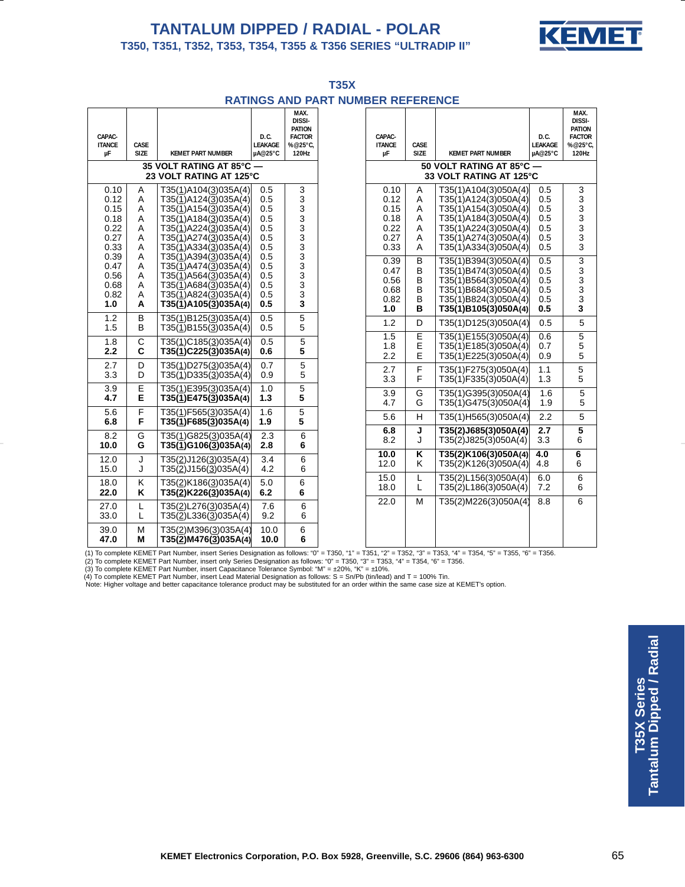# TANTALUM DIPPED / RADIAL - POLAR

### T350, T351, T352, T353, T354, T355 & T356 SERIES "ULTRADIP II"

## T35X

## RATINGS AND PART NUMBER REFERENCE

| CAPACITANCE µF | CASE SIZE | KEMET PART NUMBER | D.C. LEAKAGE µA@25°C | MAX. DISSIPATION FACTOR %@25°C, 120Hz |
|---|---|---|---|---|
| **35 VOLT RATING AT 85°C — 23 VOLT RATING AT 125°C** | | | | |
| 0.10 | A | T35(1)A104(3)035A(4) | 0.5 | 3 |
| 0.12 | A | T35(1)A124(3)035A(4) | 0.5 | 3 |
| 0.15 | A | T35(1)A154(3)035A(4) | 0.5 | 3 |
| 0.18 | A | T35(1)A184(3)035A(4) | 0.5 | 3 |
| 0.22 | A | T35(1)A224(3)035A(4) | 0.5 | 3 |
| 0.27 | A | T35(1)A274(3)035A(4) | 0.5 | 3 |
| 0.33 | A | T35(1)A334(3)035A(4) | 0.5 | 3 |
| 0.39 | A | T35(1)A394(3)035A(4) | 0.5 | 3 |
| 0.47 | A | T35(1)A474(3)035A(4) | 0.5 | 3 |
| 0.56 | A | T35(1)A564(3)035A(4) | 0.5 | 3 |
| 0.68 | A | T35(1)A684(3)035A(4) | 0.5 | 3 |
| 0.82 | A | T35(1)A824(3)035A(4) | 0.5 | 3 |
| **1.0** | **A** | **T35(1)A105(3)035A(4)** | **0.5** | **3** |
| 1.2 | B | T35(1)B125(3)035A(4) | 0.5 | 5 |
| 1.5 | B | T35(1)B155(3)035A(4) | 0.5 | 5 |
| 1.8 | C | T35(1)C185(3)035A(4) | 0.5 | 5 |
| **2.2** | **C** | **T35(1)C225(3)035A(4)** | **0.6** | **5** |
| 2.7 | D | T35(1)D275(3)035A(4) | 0.7 | 5 |
| 3.3 | D | T35(1)D335(3)035A(4) | 0.9 | 5 |
| 3.9 | E | T35(1)E395(3)035A(4) | 1.0 | 5 |
| **4.7** | **E** | **T35(1)E475(3)035A(4)** | **1.3** | **5** |
| 5.6 | F | T35(1)F565(3)035A(4) | 1.6 | 5 |
| **6.8** | **F** | **T35(1)F685(3)035A(4)** | **1.9** | **5** |
| 8.2 | G | T35(1)G825(3)035A(4) | 2.3 | 6 |
| **10.0** | **G** | **T35(1)G106(3)035A(4)** | **2.8** | **6** |
| 12.0 | J | T35(2)J126(3)035A(4) | 3.4 | 6 |
| 15.0 | J | T35(2)J156(3)035A(4) | 4.2 | 6 |
| 18.0 | K | T35(2)K186(3)035A(4) | 5.0 | 6 |
| **22.0** | **K** | **T35(2)K226(3)035A(4)** | **6.2** | **6** |
| 27.0 | L | T35(2)L276(3)035A(4) | 7.6 | 6 |
| 33.0 | L | T35(2)L336(3)035A(4) | 9.2 | 6 |
| 39.0 | M | T35(2)M396(3)035A(4) | 10.0 | 6 |
| **47.0** | **M** | **T35(2)M476(3)035A(4)** | **10.0** | **6** |

| CAPACITANCE µF | CASE SIZE | KEMET PART NUMBER | D.C. LEAKAGE µA@25°C | MAX. DISSIPATION FACTOR %@25°C, 120Hz |
|---|---|---|---|---|
| **50 VOLT RATING AT 85°C — 33 VOLT RATING AT 125°C** | | | | |
| 0.10 | A | T35(1)A104(3)050A(4) | 0.5 | 3 |
| 0.12 | A | T35(1)A124(3)050A(4) | 0.5 | 3 |
| 0.15 | A | T35(1)A154(3)050A(4) | 0.5 | 3 |
| 0.18 | A | T35(1)A184(3)050A(4) | 0.5 | 3 |
| 0.22 | A | T35(1)A224(3)050A(4) | 0.5 | 3 |
| 0.27 | A | T35(1)A274(3)050A(4) | 0.5 | 3 |
| 0.33 | A | T35(1)A334(3)050A(4) | 0.5 | 3 |
| 0.39 | B | T35(1)B394(3)050A(4) | 0.5 | 3 |
| 0.47 | B | T35(1)B474(3)050A(4) | 0.5 | 3 |
| 0.56 | B | T35(1)B564(3)050A(4) | 0.5 | 3 |
| 0.68 | B | T35(1)B684(3)050A(4) | 0.5 | 3 |
| 0.82 | B | T35(1)B824(3)050A(4) | 0.5 | 3 |
| **1.0** | **B** | **T35(1)B105(3)050A(4)** | **0.5** | **3** |
| 1.2 | D | T35(1)D125(3)050A(4) | 0.5 | 5 |
| 1.5 | E | T35(1)E155(3)050A(4) | 0.6 | 5 |
| 1.8 | E | T35(1)E185(3)050A(4) | 0.7 | 5 |
| 2.2 | E | T35(1)E225(3)050A(4) | 0.9 | 5 |
| 2.7 | F | T35(1)F275(3)050A(4) | 1.1 | 5 |
| 3.3 | F | T35(1)F335(3)050A(4) | 1.3 | 5 |
| 3.9 | G | T35(1)G395(3)050A(4) | 1.6 | 5 |
| 4.7 | G | T35(1)G475(3)050A(4) | 1.9 | 5 |
| 5.6 | H | T35(1)H565(3)050A(4) | 2.2 | 5 |
| **6.8** | **J** | **T35(2)J685(3)050A(4)** | **2.7** | **5** |
| 8.2 | J | T35(2)J825(3)050A(4) | 3.3 | 6 |
| **10.0** | **K** | **T35(2)K106(3)050A(4)** | **4.0** | **6** |
| 12.0 | K | T35(2)K126(3)050A(4) | 4.8 | 6 |
| 15.0 | L | T35(2)L156(3)050A(4) | 6.0 | 6 |
| 18.0 | L | T35(2)L186(3)050A(4) | 7.2 | 6 |
| 22.0 | M | T35(2)M226(3)050A(4) | 8.8 | 6 |

(1) To complete KEMET Part Number, insert Series Designation as follows: "0" = T350, "1" = T351, "2" = T352, "3" = T353, "4" = T354, "5" = T355, "6" = T356.
(2) To complete KEMET Part Number, insert only Series Designation as follows: "0" = T350, "3" = T353, "4" = T354, "6" = T356.
(3) To complete KEMET Part Number, insert Capacitance Tolerance Symbol: "M" = ±20%, "K" = ±10%.
(4) To complete KEMET Part Number, insert Lead Material Designation as follows: S = Sn/Pb (tin/lead) and T = 100% Tin.
Note: Higher voltage and better capacitance tolerance product may be substituted for an order within the same case size at KEMET's option.

T35X Series
Tantalum Dipped / Radial

KEMET Electronics Corporation, P.O. Box 5928, Greenville, S.C. 29606 (864) 963-6300